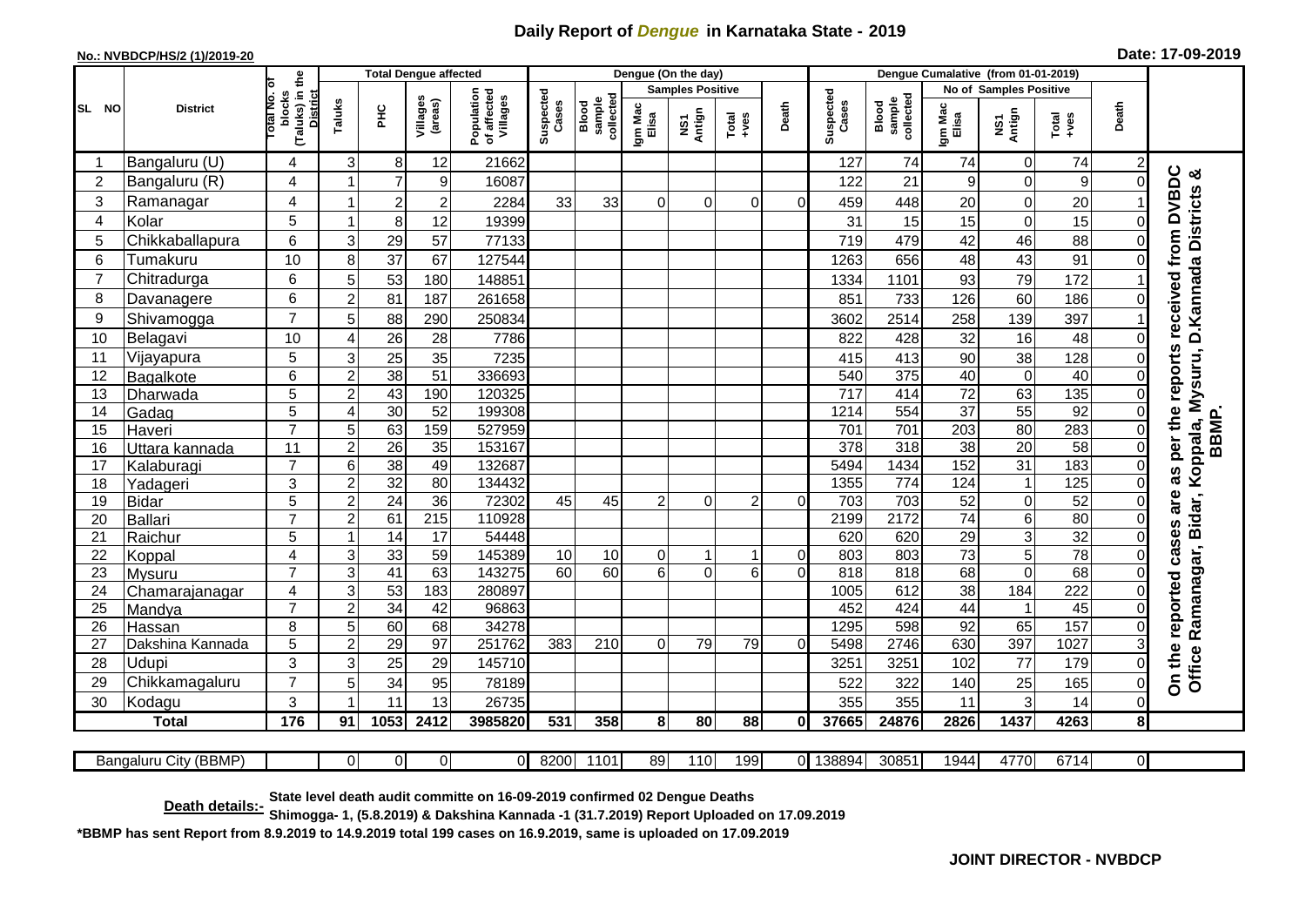# Daily Report of *Dengue* in Karnataka State - 2019

**No.: NVBDCP/HS/2 (1)/2019-20**

**Date: 17-09-2019**

| SL NO | District | Total No. of blocks (Taluks) in the District | Total Dengue affected | | | | Dengue (On the day) | | | | | | | Dengue Cumalative (from 01-01-2019) | | | | | | | |
|---|---|---|---|---|---|---|---|---|---|---|---|---|---|---|---|---|---|---|---|---|
| | | | Taluks | PHC | Villages (areas) | Population of affected Villages | Suspected Cases | Blood sample collected | Samples Positive | | | Death | Suspected Cases | Blood sample collected | No of Samples Positive | | | Death | |
| | | | | | | | | | Igm Mac Elisa | NS1 Antign | Total +ves | | | | Igm Mac Elisa | NS1 Antign | Total +ves | | |
| 1 | Bangaluru (U) | 4 | 3 | 8 | 12 | 21662 | | | | | | | 127 | 74 | 74 | 0 | 74 | 2 | On the reported cases are as per the reports received from DVBDC Office Ramanagar, Bidar, Koppala, Mysuru, D.Kannada Districts & BBMP. |
| 2 | Bangaluru (R) | 4 | 1 | 7 | 9 | 16087 | | | | | | | 122 | 21 | 9 | 0 | 9 | 0 | |
| 3 | Ramanagar | 4 | 1 | 2 | 2 | 2284 | 33 | 33 | 0 | 0 | 0 | 0 | 459 | 448 | 20 | 0 | 20 | 1 | |
| 4 | Kolar | 5 | 1 | 8 | 12 | 19399 | | | | | | | 31 | 15 | 15 | 0 | 15 | 0 | |
| 5 | Chikkaballapura | 6 | 3 | 29 | 57 | 77133 | | | | | | | 719 | 479 | 42 | 46 | 88 | 0 | |
| 6 | Tumakuru | 10 | 8 | 37 | 67 | 127544 | | | | | | | 1263 | 656 | 48 | 43 | 91 | 0 | |
| 7 | Chitradurga | 6 | 5 | 53 | 180 | 148851 | | | | | | | 1334 | 1101 | 93 | 79 | 172 | 1 | |
| 8 | Davanagere | 6 | 2 | 81 | 187 | 261658 | | | | | | | 851 | 733 | 126 | 60 | 186 | 0 | |
| 9 | Shivamogga | 7 | 5 | 88 | 290 | 250834 | | | | | | | 3602 | 2514 | 258 | 139 | 397 | 1 | |
| 10 | Belagavi | 10 | 4 | 26 | 28 | 7786 | | | | | | | 822 | 428 | 32 | 16 | 48 | 0 | |
| 11 | Vijayapura | 5 | 3 | 25 | 35 | 7235 | | | | | | | 415 | 413 | 90 | 38 | 128 | 0 | |
| 12 | Bagalkote | 6 | 2 | 38 | 51 | 336693 | | | | | | | 540 | 375 | 40 | 0 | 40 | 0 | |
| 13 | Dharwada | 5 | 2 | 43 | 190 | 120325 | | | | | | | 717 | 414 | 72 | 63 | 135 | 0 | |
| 14 | Gadag | 5 | 4 | 30 | 52 | 199308 | | | | | | | 1214 | 554 | 37 | 55 | 92 | 0 | |
| 15 | Haveri | 7 | 5 | 63 | 159 | 527959 | | | | | | | 701 | 701 | 203 | 80 | 283 | 0 | |
| 16 | Uttara kannada | 11 | 2 | 26 | 35 | 153167 | | | | | | | 378 | 318 | 38 | 20 | 58 | 0 | |
| 17 | Kalaburagi | 7 | 6 | 38 | 49 | 132687 | | | | | | | 5494 | 1434 | 152 | 31 | 183 | 0 | |
| 18 | Yadageri | 3 | 2 | 32 | 80 | 134432 | | | | | | | 1355 | 774 | 124 | 1 | 125 | 0 | |
| 19 | Bidar | 5 | 2 | 24 | 36 | 72302 | 45 | 45 | 2 | 0 | 2 | 0 | 703 | 703 | 52 | 0 | 52 | 0 | |
| 20 | Ballari | 7 | 2 | 61 | 215 | 110928 | | | | | | | 2199 | 2172 | 74 | 6 | 80 | 0 | |
| 21 | Raichur | 5 | 1 | 14 | 17 | 54448 | | | | | | | 620 | 620 | 29 | 3 | 32 | 0 | |
| 22 | Koppal | 4 | 3 | 33 | 59 | 145389 | 10 | 10 | 0 | 1 | 1 | 0 | 803 | 803 | 73 | 5 | 78 | 0 | |
| 23 | Mysuru | 7 | 3 | 41 | 63 | 143275 | 60 | 60 | 6 | 0 | 6 | 0 | 818 | 818 | 68 | 0 | 68 | 0 | |
| 24 | Chamarajanagar | 4 | 3 | 53 | 183 | 280897 | | | | | | | 1005 | 612 | 38 | 184 | 222 | 0 | |
| 25 | Mandya | 7 | 2 | 34 | 42 | 96863 | | | | | | | 452 | 424 | 44 | 1 | 45 | 0 | |
| 26 | Hassan | 8 | 5 | 60 | 68 | 34278 | | | | | | | 1295 | 598 | 92 | 65 | 157 | 0 | |
| 27 | Dakshina Kannada | 5 | 2 | 29 | 97 | 251762 | 383 | 210 | 0 | 79 | 79 | 0 | 5498 | 2746 | 630 | 397 | 1027 | 3 | |
| 28 | Udupi | 3 | 3 | 25 | 29 | 145710 | | | | | | | 3251 | 3251 | 102 | 77 | 179 | 0 | |
| 29 | Chikkamagaluru | 7 | 5 | 34 | 95 | 78189 | | | | | | | 522 | 322 | 140 | 25 | 165 | 0 | |
| 30 | Kodagu | 3 | 1 | 11 | 13 | 26735 | | | | | | | 355 | 355 | 11 | 3 | 14 | 0 | |
| | **Total** | **176** | **91** | **1053** | **2412** | **3985820** | **531** | **358** | **8** | **80** | **88** | **0** | **37665** | **24876** | **2826** | **1437** | **4263** | **8** | |
| | Bangaluru City (BBMP) | | 0 | 0 | 0 | 0 | 8200 | 1101 | 89 | 110 | 199 | 0 | 138894 | 30851 | 1944 | 4770 | 6714 | 0 | |

**Death details:-** State level death audit committe on 16-09-2019 confirmed 02 Dengue Deaths
Shimogga- 1, (5.8.2019) & Dakshina Kannada -1 (31.7.2019) Report Uploaded on 17.09.2019

**\*BBMP has sent Report from 8.9.2019 to 14.9.2019 total 199 cases on 16.9.2019, same is uploaded on 17.09.2019**

**JOINT DIRECTOR - NVBDCP**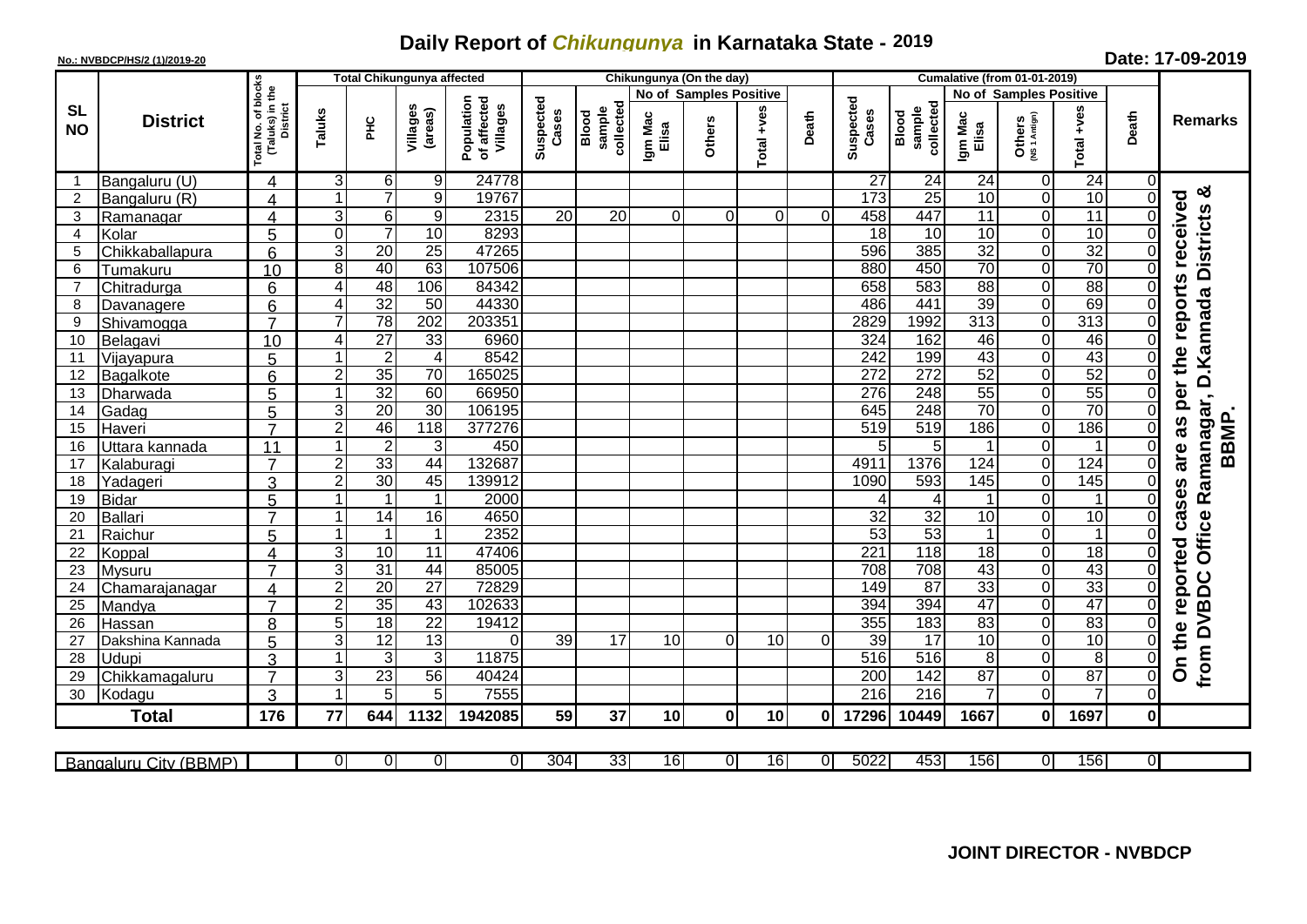# Daily Report of *Chikungunya* in Karnataka State - 2019

**No.: NVBDCP/HS/2 (1)/2019-20**

**Date: 17-09-2019**

| SL NO | District | Total No. of blocks (Taluks) in the District | Total Chikungunya affected | | | | Chikungunya (On the day) | | | | | | | Cumalative (from 01-01-2019) | | | | | | | Remarks |
|---|---|---|---|---|---|---|---|---|---|---|---|---|---|---|---|---|---|---|---|---|---|
| | | | Taluks | PHC | Villages (areas) | Population of affected Villages | Suspected Cases | Blood sample collected | No of Samples Positive | | | Death | Suspected Cases | Blood sample collected | No of Samples Positive | | | Death | |
| | | | | | | | | | Igm Mac Elisa | Others | Total +ves | | | | Igm Mac Elisa | Others (NS 1 Antign) | Total +ves | | |
| 1 | Bangaluru (U) | 4 | 3 | 6 | 9 | 24778 | | | | | | | 27 | 24 | 24 | 0 | 24 | 0 | On the reported cases are as per the reports received from DVBDC Office Ramanagar, D.Kannada Districts & BBMP. |
| 2 | Bangaluru (R) | 4 | 1 | 7 | 9 | 19767 | | | | | | | 173 | 25 | 10 | 0 | 10 | 0 | |
| 3 | Ramanagar | 4 | 3 | 6 | 9 | 2315 | 20 | 20 | 0 | 0 | 0 | 0 | 458 | 447 | 11 | 0 | 11 | 0 | |
| 4 | Kolar | 5 | 0 | 7 | 10 | 8293 | | | | | | | 18 | 10 | 10 | 0 | 10 | 0 | |
| 5 | Chikkaballapura | 6 | 3 | 20 | 25 | 47265 | | | | | | | 596 | 385 | 32 | 0 | 32 | 0 | |
| 6 | Tumakuru | 10 | 8 | 40 | 63 | 107506 | | | | | | | 880 | 450 | 70 | 0 | 70 | 0 | |
| 7 | Chitradurga | 6 | 4 | 48 | 106 | 84342 | | | | | | | 658 | 583 | 88 | 0 | 88 | 0 | |
| 8 | Davanagere | 6 | 4 | 32 | 50 | 44330 | | | | | | | 486 | 441 | 39 | 0 | 69 | 0 | |
| 9 | Shivamogga | 7 | 7 | 78 | 202 | 203351 | | | | | | | 2829 | 1992 | 313 | 0 | 313 | 0 | |
| 10 | Belagavi | 10 | 4 | 27 | 33 | 6960 | | | | | | | 324 | 162 | 46 | 0 | 46 | 0 | |
| 11 | Vijayapura | 5 | 1 | 2 | 4 | 8542 | | | | | | | 242 | 199 | 43 | 0 | 43 | 0 | |
| 12 | Bagalkote | 6 | 2 | 35 | 70 | 165025 | | | | | | | 272 | 272 | 52 | 0 | 52 | 0 | |
| 13 | Dharwada | 5 | 1 | 32 | 60 | 66950 | | | | | | | 276 | 248 | 55 | 0 | 55 | 0 | |
| 14 | Gadag | 5 | 3 | 20 | 30 | 106195 | | | | | | | 645 | 248 | 70 | 0 | 70 | 0 | |
| 15 | Haveri | 7 | 2 | 46 | 118 | 377276 | | | | | | | 519 | 519 | 186 | 0 | 186 | 0 | |
| 16 | Uttara kannada | 11 | 1 | 2 | 3 | 450 | | | | | | | 5 | 5 | 1 | 0 | 1 | 0 | |
| 17 | Kalaburagi | 7 | 2 | 33 | 44 | 132687 | | | | | | | 4911 | 1376 | 124 | 0 | 124 | 0 | |
| 18 | Yadageri | 3 | 2 | 30 | 45 | 139912 | | | | | | | 1090 | 593 | 145 | 0 | 145 | 0 | |
| 19 | Bidar | 5 | 1 | 1 | 1 | 2000 | | | | | | | 4 | 4 | 1 | 0 | 1 | 0 | |
| 20 | Ballari | 7 | 1 | 14 | 16 | 4650 | | | | | | | 32 | 32 | 10 | 0 | 10 | 0 | |
| 21 | Raichur | 5 | 1 | 1 | 1 | 2352 | | | | | | | 53 | 53 | 1 | 0 | 1 | 0 | |
| 22 | Koppal | 4 | 3 | 10 | 11 | 47406 | | | | | | | 221 | 118 | 18 | 0 | 18 | 0 | |
| 23 | Mysuru | 7 | 3 | 31 | 44 | 85005 | | | | | | | 708 | 708 | 43 | 0 | 43 | 0 | |
| 24 | Chamarajanagar | 4 | 2 | 20 | 27 | 72829 | | | | | | | 149 | 87 | 33 | 0 | 33 | 0 | |
| 25 | Mandya | 7 | 2 | 35 | 43 | 102633 | | | | | | | 394 | 394 | 47 | 0 | 47 | 0 | |
| 26 | Hassan | 8 | 5 | 18 | 22 | 19412 | | | | | | | 355 | 183 | 83 | 0 | 83 | 0 | |
| 27 | Dakshina Kannada | 5 | 3 | 12 | 13 | 0 | 39 | 17 | 10 | 0 | 10 | 0 | 39 | 17 | 10 | 0 | 10 | 0 | |
| 28 | Udupi | 3 | 1 | 3 | 3 | 11875 | | | | | | | 516 | 516 | 8 | 0 | 8 | 0 | |
| 29 | Chikkamagaluru | 7 | 3 | 23 | 56 | 40424 | | | | | | | 200 | 142 | 87 | 0 | 87 | 0 | |
| 30 | Kodagu | 3 | 1 | 5 | 5 | 7555 | | | | | | | 216 | 216 | 7 | 0 | 7 | 0 | |
| **Total** | | **176** | **77** | **644** | **1132** | **1942085** | **59** | **37** | **10** | **0** | **10** | **0** | **17296** | **10449** | **1667** | **0** | **1697** | **0** | |
| Bangaluru City (BBMP) | | | 0 | 0 | 0 | 0 | 304 | 33 | 16 | 0 | 16 | 0 | 5022 | 453 | 156 | 0 | 156 | 0 | |

**JOINT DIRECTOR - NVBDCP**